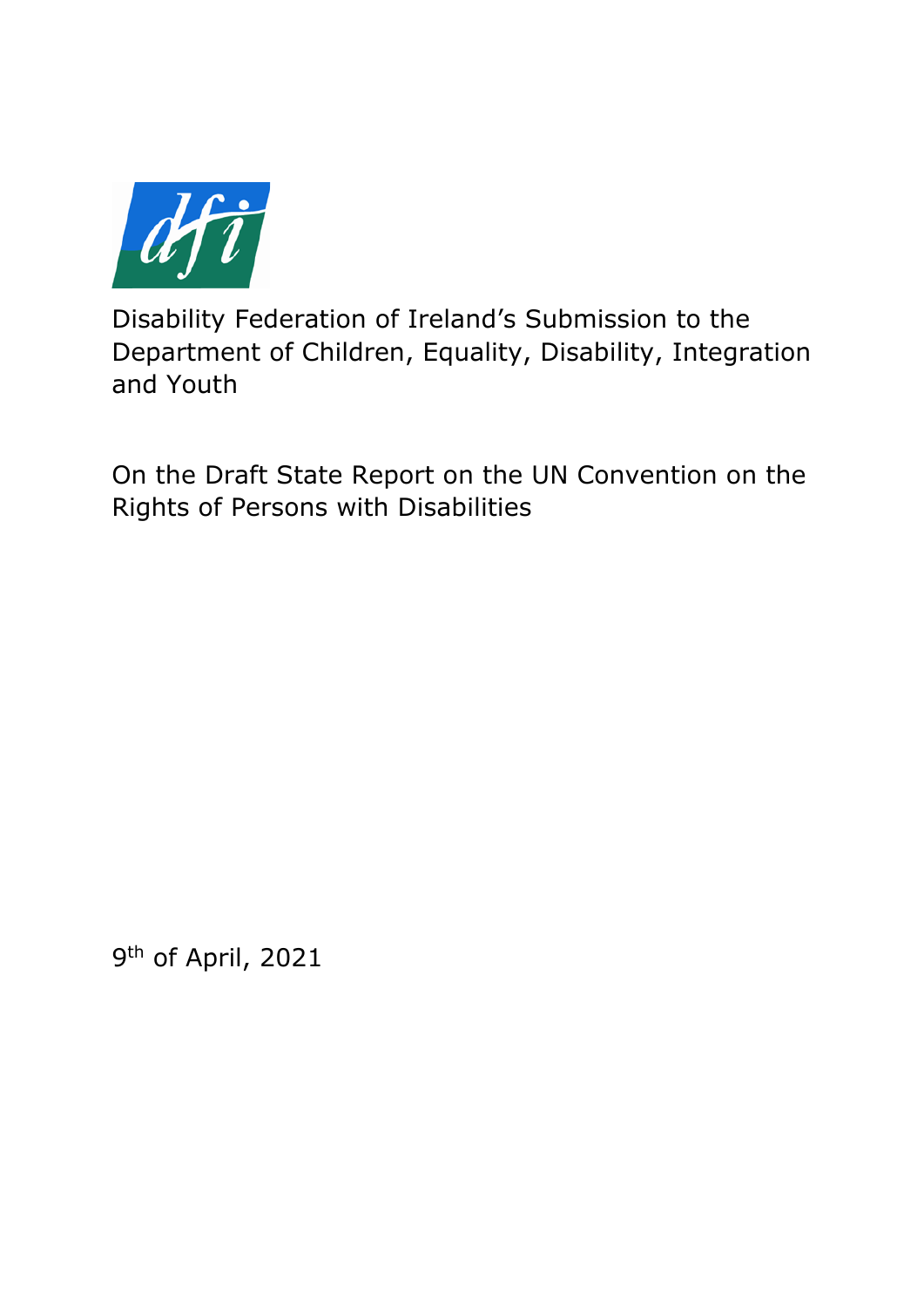Disability Federation of Ireland's Submission to the Department of Children, Equality, Disability, Integration and Youth

On the Draft State Report on the UN Convention on the Rights of Persons with Disabilities

9th of April, 2021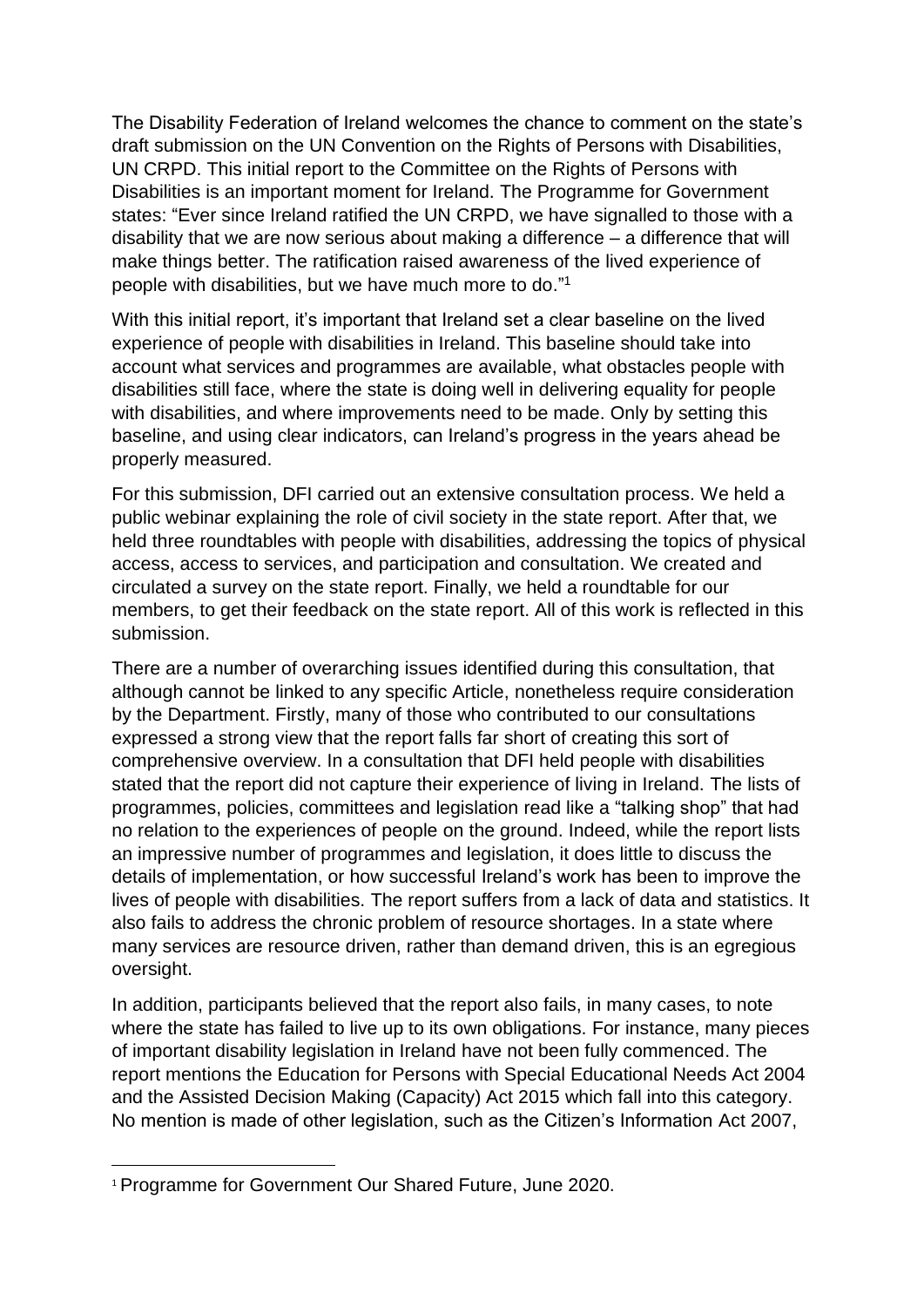The Disability Federation of Ireland welcomes the chance to comment on the state's draft submission on the UN Convention on the Rights of Persons with Disabilities, UN CRPD. This initial report to the Committee on the Rights of Persons with Disabilities is an important moment for Ireland. The Programme for Government states: "Ever since Ireland ratified the UN CRPD, we have signalled to those with a disability that we are now serious about making a difference – a difference that will make things better. The ratification raised awareness of the lived experience of people with disabilities, but we have much more to do."[1]

With this initial report, it's important that Ireland set a clear baseline on the lived experience of people with disabilities in Ireland. This baseline should take into account what services and programmes are available, what obstacles people with disabilities still face, where the state is doing well in delivering equality for people with disabilities, and where improvements need to be made. Only by setting this baseline, and using clear indicators, can Ireland's progress in the years ahead be properly measured.

For this submission, DFI carried out an extensive consultation process. We held a public webinar explaining the role of civil society in the state report. After that, we held three roundtables with people with disabilities, addressing the topics of physical access, access to services, and participation and consultation. We created and circulated a survey on the state report. Finally, we held a roundtable for our members, to get their feedback on the state report. All of this work is reflected in this submission.

There are a number of overarching issues identified during this consultation, that although cannot be linked to any specific Article, nonetheless require consideration by the Department. Firstly, many of those who contributed to our consultations expressed a strong view that the report falls far short of creating this sort of comprehensive overview. In a consultation that DFI held people with disabilities stated that the report did not capture their experience of living in Ireland. The lists of programmes, policies, committees and legislation read like a "talking shop" that had no relation to the experiences of people on the ground. Indeed, while the report lists an impressive number of programmes and legislation, it does little to discuss the details of implementation, or how successful Ireland's work has been to improve the lives of people with disabilities. The report suffers from a lack of data and statistics. It also fails to address the chronic problem of resource shortages. In a state where many services are resource driven, rather than demand driven, this is an egregious oversight.

In addition, participants believed that the report also fails, in many cases, to note where the state has failed to live up to its own obligations. For instance, many pieces of important disability legislation in Ireland have not been fully commenced. The report mentions the Education for Persons with Special Educational Needs Act 2004 and the Assisted Decision Making (Capacity) Act 2015 which fall into this category. No mention is made of other legislation, such as the Citizen's Information Act 2007,

---

[1] Programme for Government Our Shared Future, June 2020.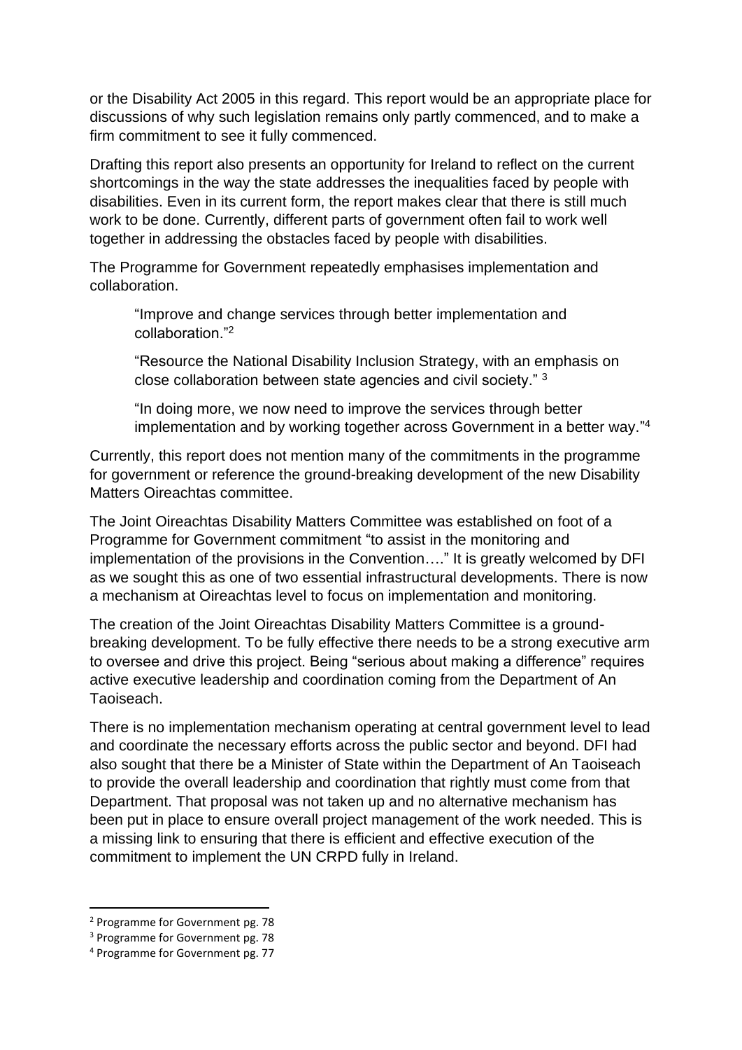or the Disability Act 2005 in this regard. This report would be an appropriate place for discussions of why such legislation remains only partly commenced, and to make a firm commitment to see it fully commenced.

Drafting this report also presents an opportunity for Ireland to reflect on the current shortcomings in the way the state addresses the inequalities faced by people with disabilities. Even in its current form, the report makes clear that there is still much work to be done. Currently, different parts of government often fail to work well together in addressing the obstacles faced by people with disabilities.

The Programme for Government repeatedly emphasises implementation and collaboration.

> "Improve and change services through better implementation and collaboration."[2]
>
> "Resource the National Disability Inclusion Strategy, with an emphasis on close collaboration between state agencies and civil society." [3]
>
> "In doing more, we now need to improve the services through better implementation and by working together across Government in a better way."[4]

Currently, this report does not mention many of the commitments in the programme for government or reference the ground-breaking development of the new Disability Matters Oireachtas committee.

The Joint Oireachtas Disability Matters Committee was established on foot of a Programme for Government commitment "to assist in the monitoring and implementation of the provisions in the Convention…." It is greatly welcomed by DFI as we sought this as one of two essential infrastructural developments. There is now a mechanism at Oireachtas level to focus on implementation and monitoring.

The creation of the Joint Oireachtas Disability Matters Committee is a ground-breaking development. To be fully effective there needs to be a strong executive arm to oversee and drive this project. Being "serious about making a difference" requires active executive leadership and coordination coming from the Department of An Taoiseach.

There is no implementation mechanism operating at central government level to lead and coordinate the necessary efforts across the public sector and beyond. DFI had also sought that there be a Minister of State within the Department of An Taoiseach to provide the overall leadership and coordination that rightly must come from that Department. That proposal was not taken up and no alternative mechanism has been put in place to ensure overall project management of the work needed. This is a missing link to ensuring that there is efficient and effective execution of the commitment to implement the UN CRPD fully in Ireland.

---

[2] Programme for Government pg. 78

[3] Programme for Government pg. 78

[4] Programme for Government pg. 77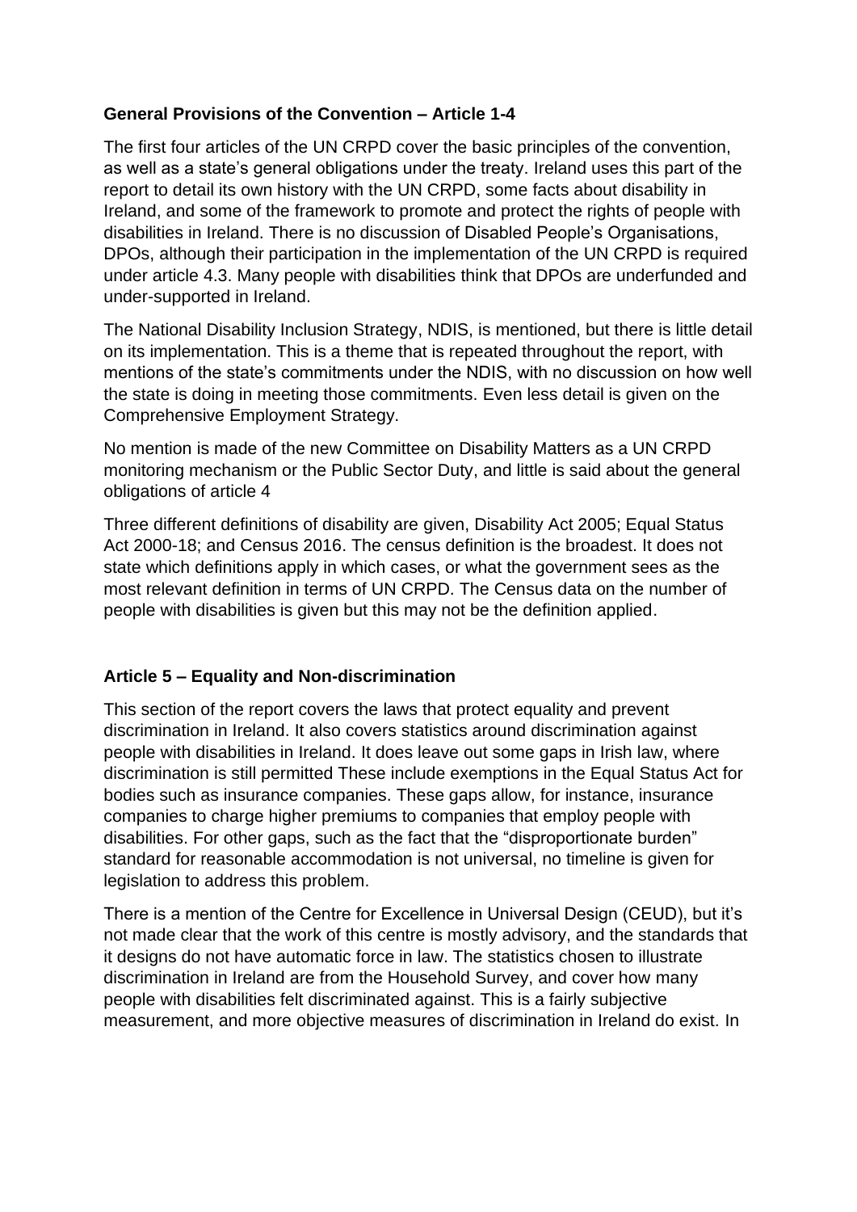**General Provisions of the Convention – Article 1-4**

The first four articles of the UN CRPD cover the basic principles of the convention, as well as a state's general obligations under the treaty. Ireland uses this part of the report to detail its own history with the UN CRPD, some facts about disability in Ireland, and some of the framework to promote and protect the rights of people with disabilities in Ireland. There is no discussion of Disabled People's Organisations, DPOs, although their participation in the implementation of the UN CRPD is required under article 4.3. Many people with disabilities think that DPOs are underfunded and under-supported in Ireland.

The National Disability Inclusion Strategy, NDIS, is mentioned, but there is little detail on its implementation. This is a theme that is repeated throughout the report, with mentions of the state's commitments under the NDIS, with no discussion on how well the state is doing in meeting those commitments. Even less detail is given on the Comprehensive Employment Strategy.

No mention is made of the new Committee on Disability Matters as a UN CRPD monitoring mechanism or the Public Sector Duty, and little is said about the general obligations of article 4

Three different definitions of disability are given, Disability Act 2005; Equal Status Act 2000-18; and Census 2016. The census definition is the broadest. It does not state which definitions apply in which cases, or what the government sees as the most relevant definition in terms of UN CRPD. The Census data on the number of people with disabilities is given but this may not be the definition applied.

**Article 5 – Equality and Non-discrimination**

This section of the report covers the laws that protect equality and prevent discrimination in Ireland. It also covers statistics around discrimination against people with disabilities in Ireland. It does leave out some gaps in Irish law, where discrimination is still permitted These include exemptions in the Equal Status Act for bodies such as insurance companies. These gaps allow, for instance, insurance companies to charge higher premiums to companies that employ people with disabilities. For other gaps, such as the fact that the "disproportionate burden" standard for reasonable accommodation is not universal, no timeline is given for legislation to address this problem.

There is a mention of the Centre for Excellence in Universal Design (CEUD), but it's not made clear that the work of this centre is mostly advisory, and the standards that it designs do not have automatic force in law. The statistics chosen to illustrate discrimination in Ireland are from the Household Survey, and cover how many people with disabilities felt discriminated against. This is a fairly subjective measurement, and more objective measures of discrimination in Ireland do exist. In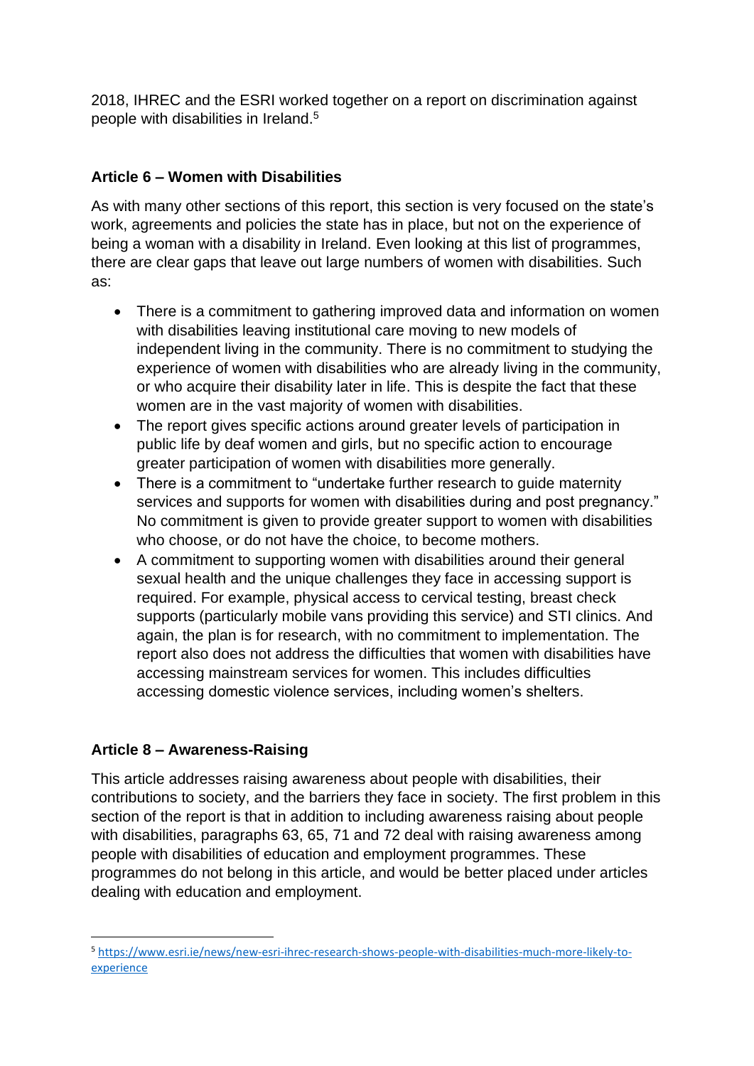2018, IHREC and the ESRI worked together on a report on discrimination against people with disabilities in Ireland.[5]

**Article 6 – Women with Disabilities**

As with many other sections of this report, this section is very focused on the state's work, agreements and policies the state has in place, but not on the experience of being a woman with a disability in Ireland. Even looking at this list of programmes, there are clear gaps that leave out large numbers of women with disabilities. Such as:

- There is a commitment to gathering improved data and information on women with disabilities leaving institutional care moving to new models of independent living in the community. There is no commitment to studying the experience of women with disabilities who are already living in the community, or who acquire their disability later in life. This is despite the fact that these women are in the vast majority of women with disabilities.
- The report gives specific actions around greater levels of participation in public life by deaf women and girls, but no specific action to encourage greater participation of women with disabilities more generally.
- There is a commitment to "undertake further research to guide maternity services and supports for women with disabilities during and post pregnancy." No commitment is given to provide greater support to women with disabilities who choose, or do not have the choice, to become mothers.
- A commitment to supporting women with disabilities around their general sexual health and the unique challenges they face in accessing support is required. For example, physical access to cervical testing, breast check supports (particularly mobile vans providing this service) and STI clinics. And again, the plan is for research, with no commitment to implementation. The report also does not address the difficulties that women with disabilities have accessing mainstream services for women. This includes difficulties accessing domestic violence services, including women's shelters.

**Article 8 – Awareness-Raising**

This article addresses raising awareness about people with disabilities, their contributions to society, and the barriers they face in society. The first problem in this section of the report is that in addition to including awareness raising about people with disabilities, paragraphs 63, 65, 71 and 72 deal with raising awareness among people with disabilities of education and employment programmes. These programmes do not belong in this article, and would be better placed under articles dealing with education and employment.

[5] https://www.esri.ie/news/new-esri-ihrec-research-shows-people-with-disabilities-much-more-likely-to-experience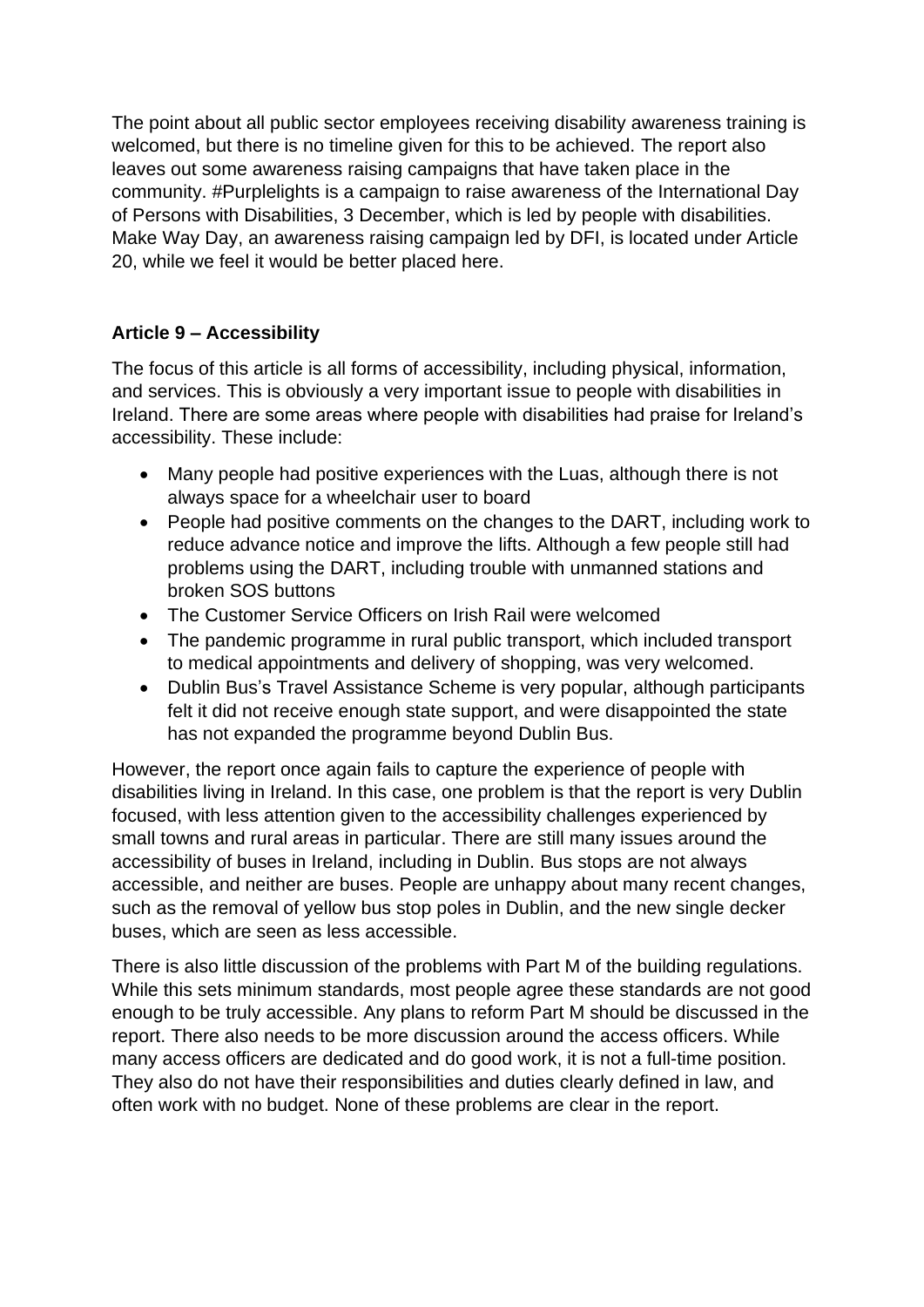The point about all public sector employees receiving disability awareness training is welcomed, but there is no timeline given for this to be achieved. The report also leaves out some awareness raising campaigns that have taken place in the community. #Purplelights is a campaign to raise awareness of the International Day of Persons with Disabilities, 3 December, which is led by people with disabilities. Make Way Day, an awareness raising campaign led by DFI, is located under Article 20, while we feel it would be better placed here.

**Article 9 – Accessibility**

The focus of this article is all forms of accessibility, including physical, information, and services. This is obviously a very important issue to people with disabilities in Ireland. There are some areas where people with disabilities had praise for Ireland's accessibility. These include:

- Many people had positive experiences with the Luas, although there is not always space for a wheelchair user to board
- People had positive comments on the changes to the DART, including work to reduce advance notice and improve the lifts. Although a few people still had problems using the DART, including trouble with unmanned stations and broken SOS buttons
- The Customer Service Officers on Irish Rail were welcomed
- The pandemic programme in rural public transport, which included transport to medical appointments and delivery of shopping, was very welcomed.
- Dublin Bus's Travel Assistance Scheme is very popular, although participants felt it did not receive enough state support, and were disappointed the state has not expanded the programme beyond Dublin Bus.

However, the report once again fails to capture the experience of people with disabilities living in Ireland. In this case, one problem is that the report is very Dublin focused, with less attention given to the accessibility challenges experienced by small towns and rural areas in particular. There are still many issues around the accessibility of buses in Ireland, including in Dublin. Bus stops are not always accessible, and neither are buses. People are unhappy about many recent changes, such as the removal of yellow bus stop poles in Dublin, and the new single decker buses, which are seen as less accessible.

There is also little discussion of the problems with Part M of the building regulations. While this sets minimum standards, most people agree these standards are not good enough to be truly accessible. Any plans to reform Part M should be discussed in the report. There also needs to be more discussion around the access officers. While many access officers are dedicated and do good work, it is not a full-time position. They also do not have their responsibilities and duties clearly defined in law, and often work with no budget. None of these problems are clear in the report.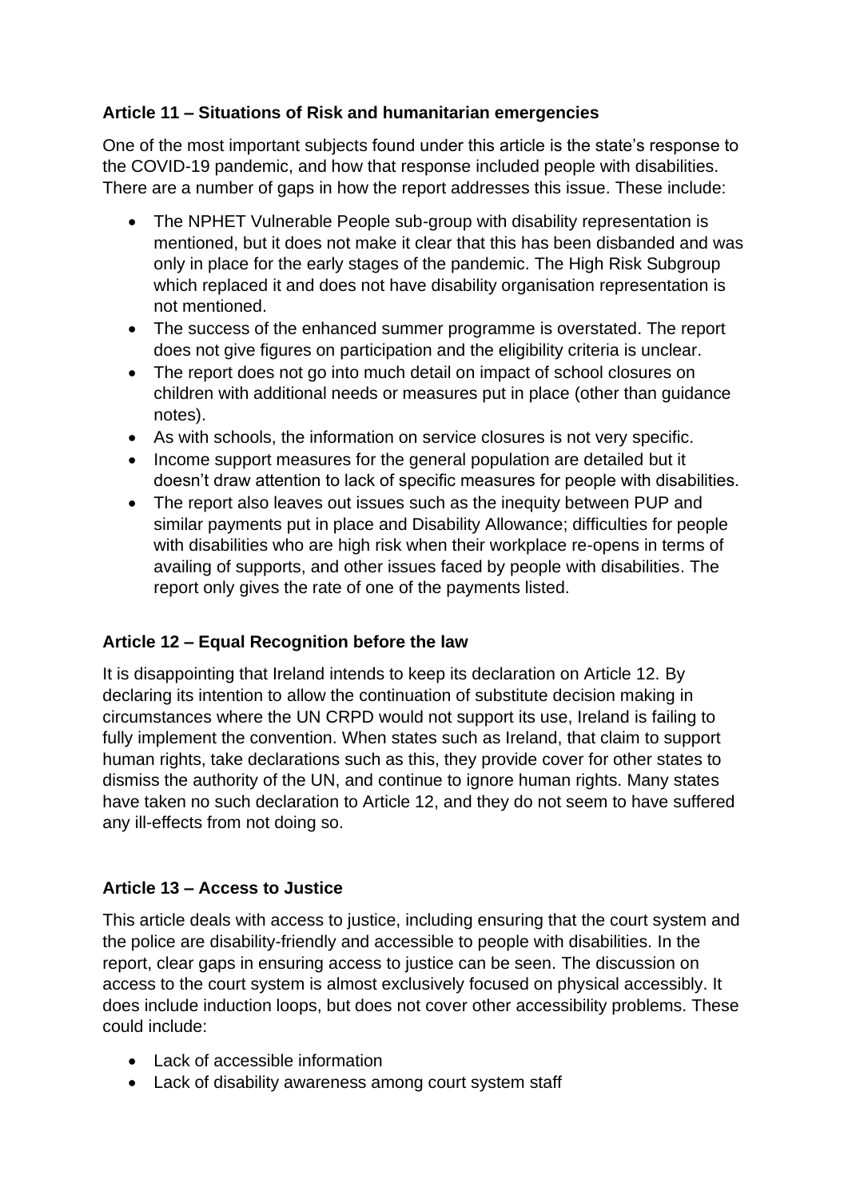**Article 11 – Situations of Risk and humanitarian emergencies**

One of the most important subjects found under this article is the state's response to the COVID-19 pandemic, and how that response included people with disabilities. There are a number of gaps in how the report addresses this issue. These include:

- The NPHET Vulnerable People sub-group with disability representation is mentioned, but it does not make it clear that this has been disbanded and was only in place for the early stages of the pandemic. The High Risk Subgroup which replaced it and does not have disability organisation representation is not mentioned.
- The success of the enhanced summer programme is overstated. The report does not give figures on participation and the eligibility criteria is unclear.
- The report does not go into much detail on impact of school closures on children with additional needs or measures put in place (other than guidance notes).
- As with schools, the information on service closures is not very specific.
- Income support measures for the general population are detailed but it doesn't draw attention to lack of specific measures for people with disabilities.
- The report also leaves out issues such as the inequity between PUP and similar payments put in place and Disability Allowance; difficulties for people with disabilities who are high risk when their workplace re-opens in terms of availing of supports, and other issues faced by people with disabilities. The report only gives the rate of one of the payments listed.

**Article 12 – Equal Recognition before the law**

It is disappointing that Ireland intends to keep its declaration on Article 12. By declaring its intention to allow the continuation of substitute decision making in circumstances where the UN CRPD would not support its use, Ireland is failing to fully implement the convention. When states such as Ireland, that claim to support human rights, take declarations such as this, they provide cover for other states to dismiss the authority of the UN, and continue to ignore human rights. Many states have taken no such declaration to Article 12, and they do not seem to have suffered any ill-effects from not doing so.

**Article 13 – Access to Justice**

This article deals with access to justice, including ensuring that the court system and the police are disability-friendly and accessible to people with disabilities. In the report, clear gaps in ensuring access to justice can be seen. The discussion on access to the court system is almost exclusively focused on physical accessibly. It does include induction loops, but does not cover other accessibility problems. These could include:

- Lack of accessible information
- Lack of disability awareness among court system staff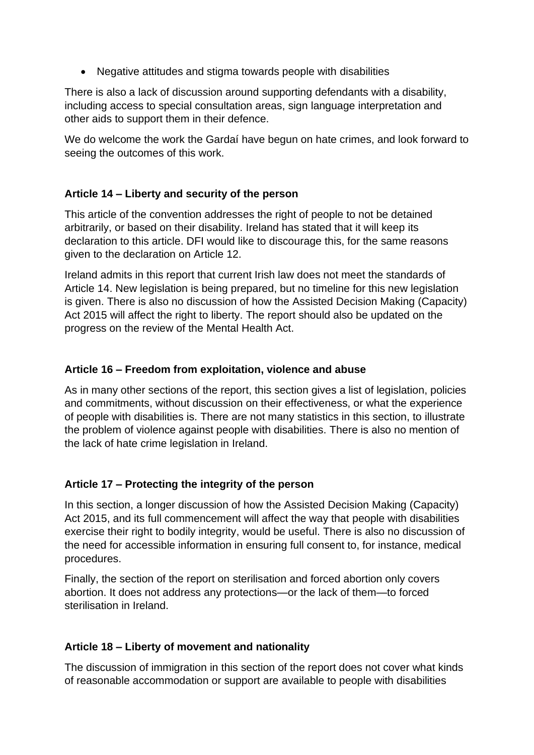- Negative attitudes and stigma towards people with disabilities

There is also a lack of discussion around supporting defendants with a disability, including access to special consultation areas, sign language interpretation and other aids to support them in their defence.

We do welcome the work the Gardaí have begun on hate crimes, and look forward to seeing the outcomes of this work.

**Article 14 – Liberty and security of the person**

This article of the convention addresses the right of people to not be detained arbitrarily, or based on their disability. Ireland has stated that it will keep its declaration to this article. DFI would like to discourage this, for the same reasons given to the declaration on Article 12.

Ireland admits in this report that current Irish law does not meet the standards of Article 14. New legislation is being prepared, but no timeline for this new legislation is given. There is also no discussion of how the Assisted Decision Making (Capacity) Act 2015 will affect the right to liberty. The report should also be updated on the progress on the review of the Mental Health Act.

**Article 16 – Freedom from exploitation, violence and abuse**

As in many other sections of the report, this section gives a list of legislation, policies and commitments, without discussion on their effectiveness, or what the experience of people with disabilities is. There are not many statistics in this section, to illustrate the problem of violence against people with disabilities. There is also no mention of the lack of hate crime legislation in Ireland.

**Article 17 – Protecting the integrity of the person**

In this section, a longer discussion of how the Assisted Decision Making (Capacity) Act 2015, and its full commencement will affect the way that people with disabilities exercise their right to bodily integrity, would be useful. There is also no discussion of the need for accessible information in ensuring full consent to, for instance, medical procedures.

Finally, the section of the report on sterilisation and forced abortion only covers abortion. It does not address any protections—or the lack of them—to forced sterilisation in Ireland.

**Article 18 – Liberty of movement and nationality**

The discussion of immigration in this section of the report does not cover what kinds of reasonable accommodation or support are available to people with disabilities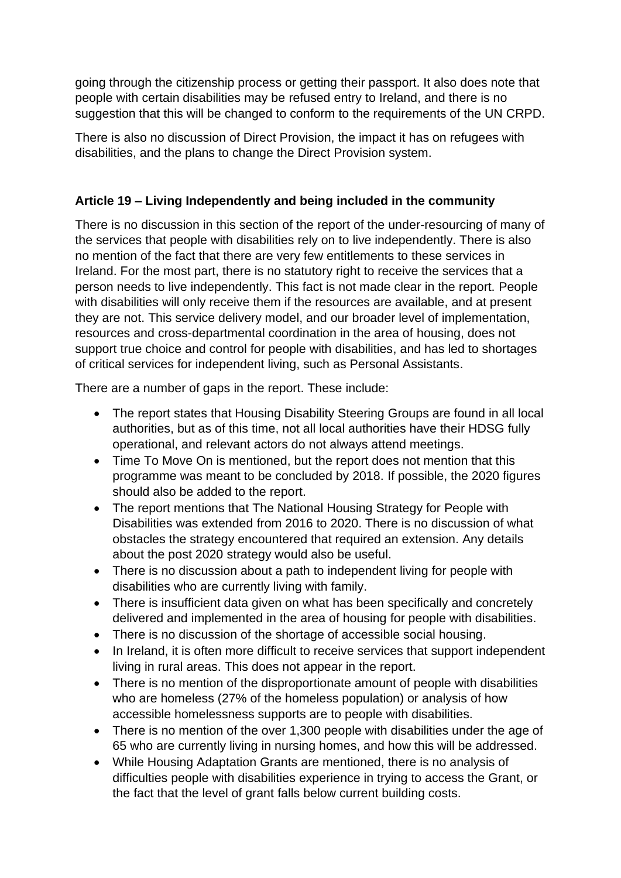going through the citizenship process or getting their passport. It also does note that people with certain disabilities may be refused entry to Ireland, and there is no suggestion that this will be changed to conform to the requirements of the UN CRPD.

There is also no discussion of Direct Provision, the impact it has on refugees with disabilities, and the plans to change the Direct Provision system.

### Article 19 – Living Independently and being included in the community

There is no discussion in this section of the report of the under-resourcing of many of the services that people with disabilities rely on to live independently. There is also no mention of the fact that there are very few entitlements to these services in Ireland. For the most part, there is no statutory right to receive the services that a person needs to live independently. This fact is not made clear in the report. People with disabilities will only receive them if the resources are available, and at present they are not. This service delivery model, and our broader level of implementation, resources and cross-departmental coordination in the area of housing, does not support true choice and control for people with disabilities, and has led to shortages of critical services for independent living, such as Personal Assistants.

There are a number of gaps in the report. These include:

- The report states that Housing Disability Steering Groups are found in all local authorities, but as of this time, not all local authorities have their HDSG fully operational, and relevant actors do not always attend meetings.
- Time To Move On is mentioned, but the report does not mention that this programme was meant to be concluded by 2018. If possible, the 2020 figures should also be added to the report.
- The report mentions that The National Housing Strategy for People with Disabilities was extended from 2016 to 2020. There is no discussion of what obstacles the strategy encountered that required an extension. Any details about the post 2020 strategy would also be useful.
- There is no discussion about a path to independent living for people with disabilities who are currently living with family.
- There is insufficient data given on what has been specifically and concretely delivered and implemented in the area of housing for people with disabilities.
- There is no discussion of the shortage of accessible social housing.
- In Ireland, it is often more difficult to receive services that support independent living in rural areas. This does not appear in the report.
- There is no mention of the disproportionate amount of people with disabilities who are homeless (27% of the homeless population) or analysis of how accessible homelessness supports are to people with disabilities.
- There is no mention of the over 1,300 people with disabilities under the age of 65 who are currently living in nursing homes, and how this will be addressed.
- While Housing Adaptation Grants are mentioned, there is no analysis of difficulties people with disabilities experience in trying to access the Grant, or the fact that the level of grant falls below current building costs.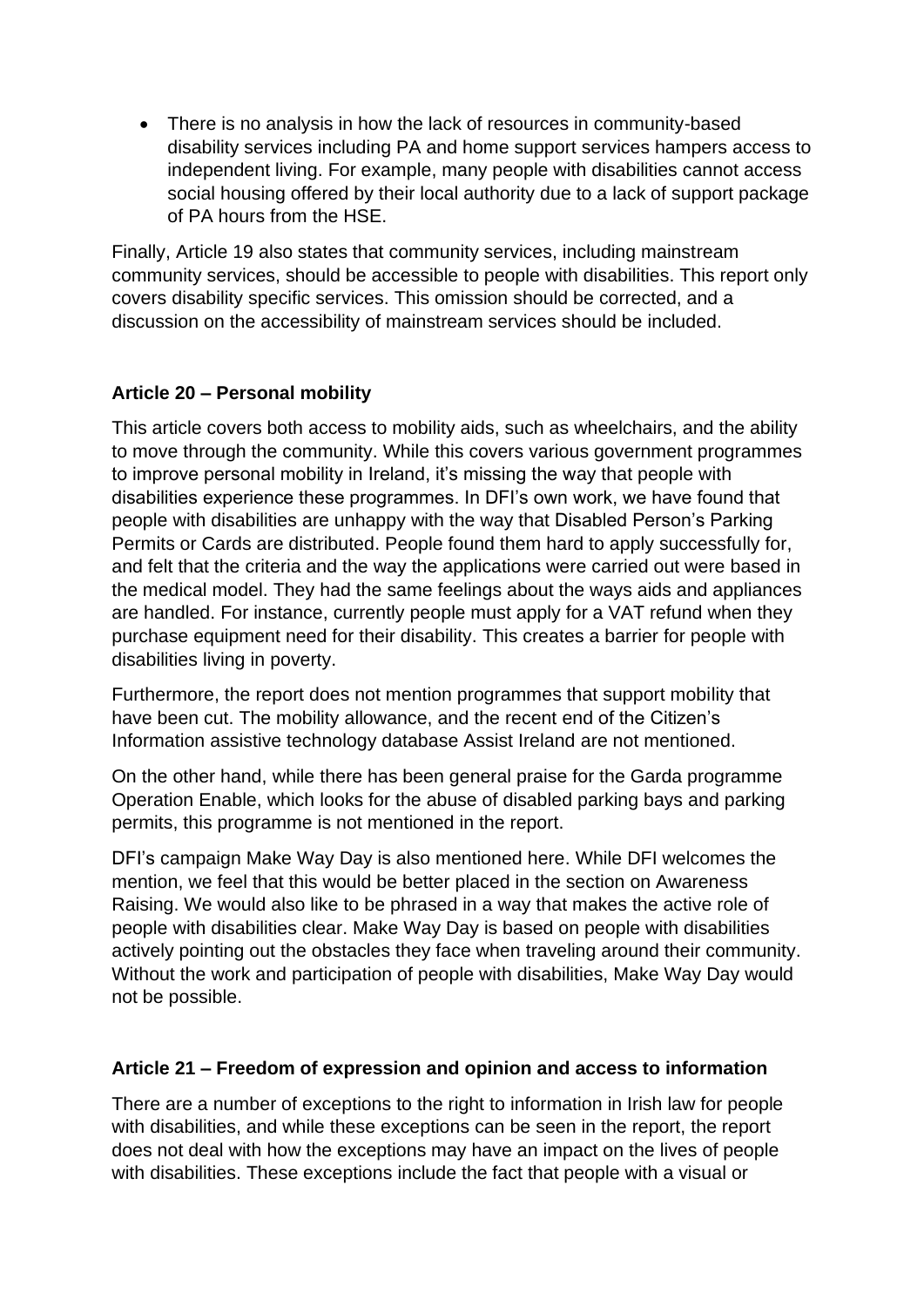- There is no analysis in how the lack of resources in community-based disability services including PA and home support services hampers access to independent living. For example, many people with disabilities cannot access social housing offered by their local authority due to a lack of support package of PA hours from the HSE.

Finally, Article 19 also states that community services, including mainstream community services, should be accessible to people with disabilities. This report only covers disability specific services. This omission should be corrected, and a discussion on the accessibility of mainstream services should be included.

**Article 20 – Personal mobility**

This article covers both access to mobility aids, such as wheelchairs, and the ability to move through the community. While this covers various government programmes to improve personal mobility in Ireland, it's missing the way that people with disabilities experience these programmes. In DFI's own work, we have found that people with disabilities are unhappy with the way that Disabled Person's Parking Permits or Cards are distributed. People found them hard to apply successfully for, and felt that the criteria and the way the applications were carried out were based in the medical model. They had the same feelings about the ways aids and appliances are handled. For instance, currently people must apply for a VAT refund when they purchase equipment need for their disability. This creates a barrier for people with disabilities living in poverty.

Furthermore, the report does not mention programmes that support mobility that have been cut. The mobility allowance, and the recent end of the Citizen's Information assistive technology database Assist Ireland are not mentioned.

On the other hand, while there has been general praise for the Garda programme Operation Enable, which looks for the abuse of disabled parking bays and parking permits, this programme is not mentioned in the report.

DFI's campaign Make Way Day is also mentioned here. While DFI welcomes the mention, we feel that this would be better placed in the section on Awareness Raising. We would also like to be phrased in a way that makes the active role of people with disabilities clear. Make Way Day is based on people with disabilities actively pointing out the obstacles they face when traveling around their community. Without the work and participation of people with disabilities, Make Way Day would not be possible.

**Article 21 – Freedom of expression and opinion and access to information**

There are a number of exceptions to the right to information in Irish law for people with disabilities, and while these exceptions can be seen in the report, the report does not deal with how the exceptions may have an impact on the lives of people with disabilities. These exceptions include the fact that people with a visual or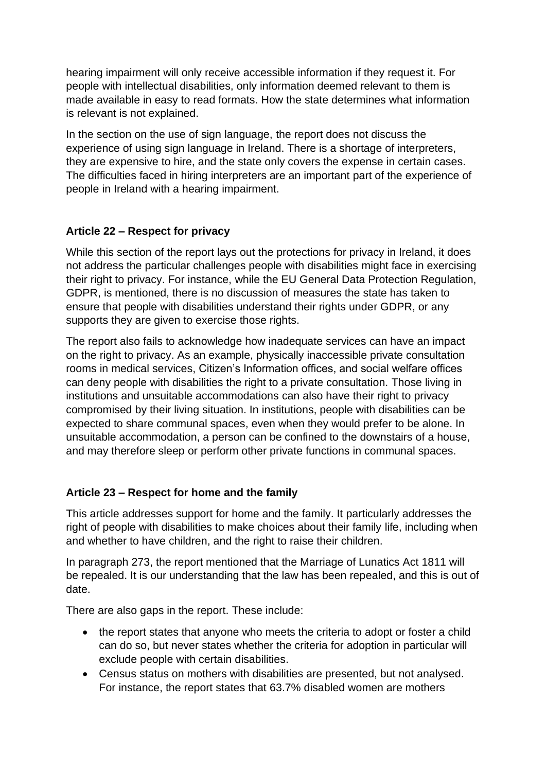hearing impairment will only receive accessible information if they request it. For people with intellectual disabilities, only information deemed relevant to them is made available in easy to read formats. How the state determines what information is relevant is not explained.

In the section on the use of sign language, the report does not discuss the experience of using sign language in Ireland. There is a shortage of interpreters, they are expensive to hire, and the state only covers the expense in certain cases. The difficulties faced in hiring interpreters are an important part of the experience of people in Ireland with a hearing impairment.

### Article 22 – Respect for privacy

While this section of the report lays out the protections for privacy in Ireland, it does not address the particular challenges people with disabilities might face in exercising their right to privacy. For instance, while the EU General Data Protection Regulation, GDPR, is mentioned, there is no discussion of measures the state has taken to ensure that people with disabilities understand their rights under GDPR, or any supports they are given to exercise those rights.

The report also fails to acknowledge how inadequate services can have an impact on the right to privacy. As an example, physically inaccessible private consultation rooms in medical services, Citizen's Information offices, and social welfare offices can deny people with disabilities the right to a private consultation. Those living in institutions and unsuitable accommodations can also have their right to privacy compromised by their living situation. In institutions, people with disabilities can be expected to share communal spaces, even when they would prefer to be alone. In unsuitable accommodation, a person can be confined to the downstairs of a house, and may therefore sleep or perform other private functions in communal spaces.

### Article 23 – Respect for home and the family

This article addresses support for home and the family. It particularly addresses the right of people with disabilities to make choices about their family life, including when and whether to have children, and the right to raise their children.

In paragraph 273, the report mentioned that the Marriage of Lunatics Act 1811 will be repealed. It is our understanding that the law has been repealed, and this is out of date.

There are also gaps in the report. These include:

- the report states that anyone who meets the criteria to adopt or foster a child can do so, but never states whether the criteria for adoption in particular will exclude people with certain disabilities.
- Census status on mothers with disabilities are presented, but not analysed. For instance, the report states that 63.7% disabled women are mothers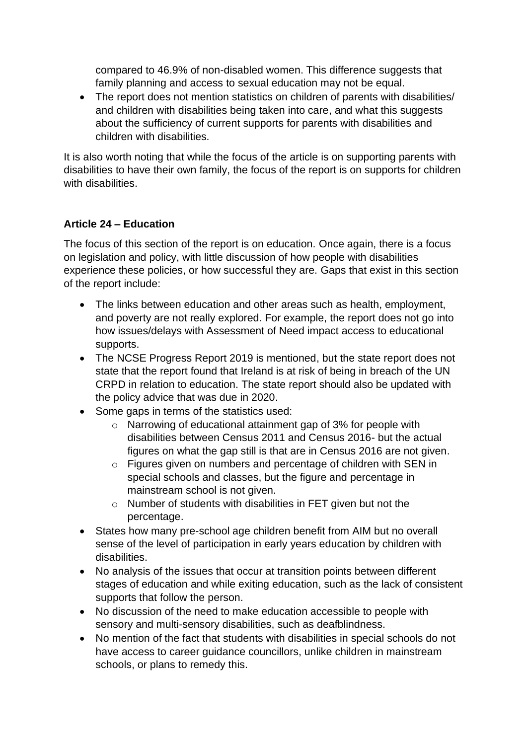compared to 46.9% of non-disabled women. This difference suggests that family planning and access to sexual education may not be equal.

- The report does not mention statistics on children of parents with disabilities/ and children with disabilities being taken into care, and what this suggests about the sufficiency of current supports for parents with disabilities and children with disabilities.

It is also worth noting that while the focus of the article is on supporting parents with disabilities to have their own family, the focus of the report is on supports for children with disabilities.

**Article 24 – Education**

The focus of this section of the report is on education. Once again, there is a focus on legislation and policy, with little discussion of how people with disabilities experience these policies, or how successful they are. Gaps that exist in this section of the report include:

- The links between education and other areas such as health, employment, and poverty are not really explored. For example, the report does not go into how issues/delays with Assessment of Need impact access to educational supports.
- The NCSE Progress Report 2019 is mentioned, but the state report does not state that the report found that Ireland is at risk of being in breach of the UN CRPD in relation to education. The state report should also be updated with the policy advice that was due in 2020.
- Some gaps in terms of the statistics used:
  - Narrowing of educational attainment gap of 3% for people with disabilities between Census 2011 and Census 2016- but the actual figures on what the gap still is that are in Census 2016 are not given.
  - Figures given on numbers and percentage of children with SEN in special schools and classes, but the figure and percentage in mainstream school is not given.
  - Number of students with disabilities in FET given but not the percentage.
- States how many pre-school age children benefit from AIM but no overall sense of the level of participation in early years education by children with disabilities.
- No analysis of the issues that occur at transition points between different stages of education and while exiting education, such as the lack of consistent supports that follow the person.
- No discussion of the need to make education accessible to people with sensory and multi-sensory disabilities, such as deafblindness.
- No mention of the fact that students with disabilities in special schools do not have access to career guidance councillors, unlike children in mainstream schools, or plans to remedy this.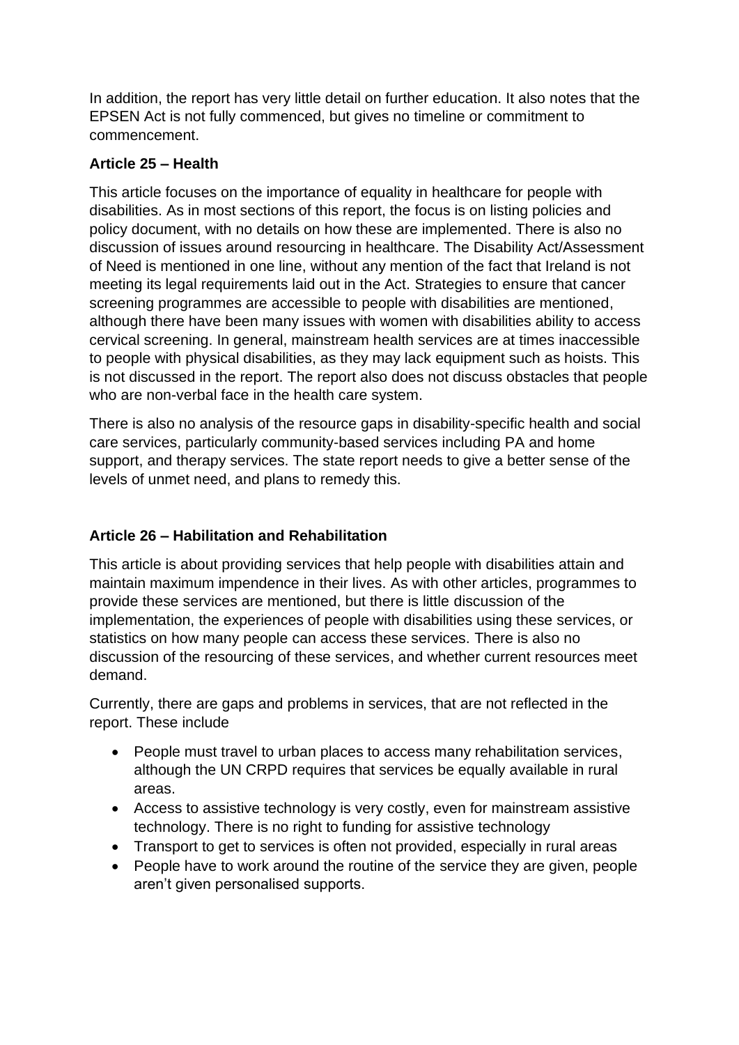In addition, the report has very little detail on further education. It also notes that the EPSEN Act is not fully commenced, but gives no timeline or commitment to commencement.

**Article 25 – Health**

This article focuses on the importance of equality in healthcare for people with disabilities. As in most sections of this report, the focus is on listing policies and policy document, with no details on how these are implemented. There is also no discussion of issues around resourcing in healthcare. The Disability Act/Assessment of Need is mentioned in one line, without any mention of the fact that Ireland is not meeting its legal requirements laid out in the Act. Strategies to ensure that cancer screening programmes are accessible to people with disabilities are mentioned, although there have been many issues with women with disabilities ability to access cervical screening. In general, mainstream health services are at times inaccessible to people with physical disabilities, as they may lack equipment such as hoists. This is not discussed in the report. The report also does not discuss obstacles that people who are non-verbal face in the health care system.

There is also no analysis of the resource gaps in disability-specific health and social care services, particularly community-based services including PA and home support, and therapy services. The state report needs to give a better sense of the levels of unmet need, and plans to remedy this.

**Article 26 – Habilitation and Rehabilitation**

This article is about providing services that help people with disabilities attain and maintain maximum impendence in their lives. As with other articles, programmes to provide these services are mentioned, but there is little discussion of the implementation, the experiences of people with disabilities using these services, or statistics on how many people can access these services. There is also no discussion of the resourcing of these services, and whether current resources meet demand.

Currently, there are gaps and problems in services, that are not reflected in the report. These include

- People must travel to urban places to access many rehabilitation services, although the UN CRPD requires that services be equally available in rural areas.
- Access to assistive technology is very costly, even for mainstream assistive technology. There is no right to funding for assistive technology
- Transport to get to services is often not provided, especially in rural areas
- People have to work around the routine of the service they are given, people aren't given personalised supports.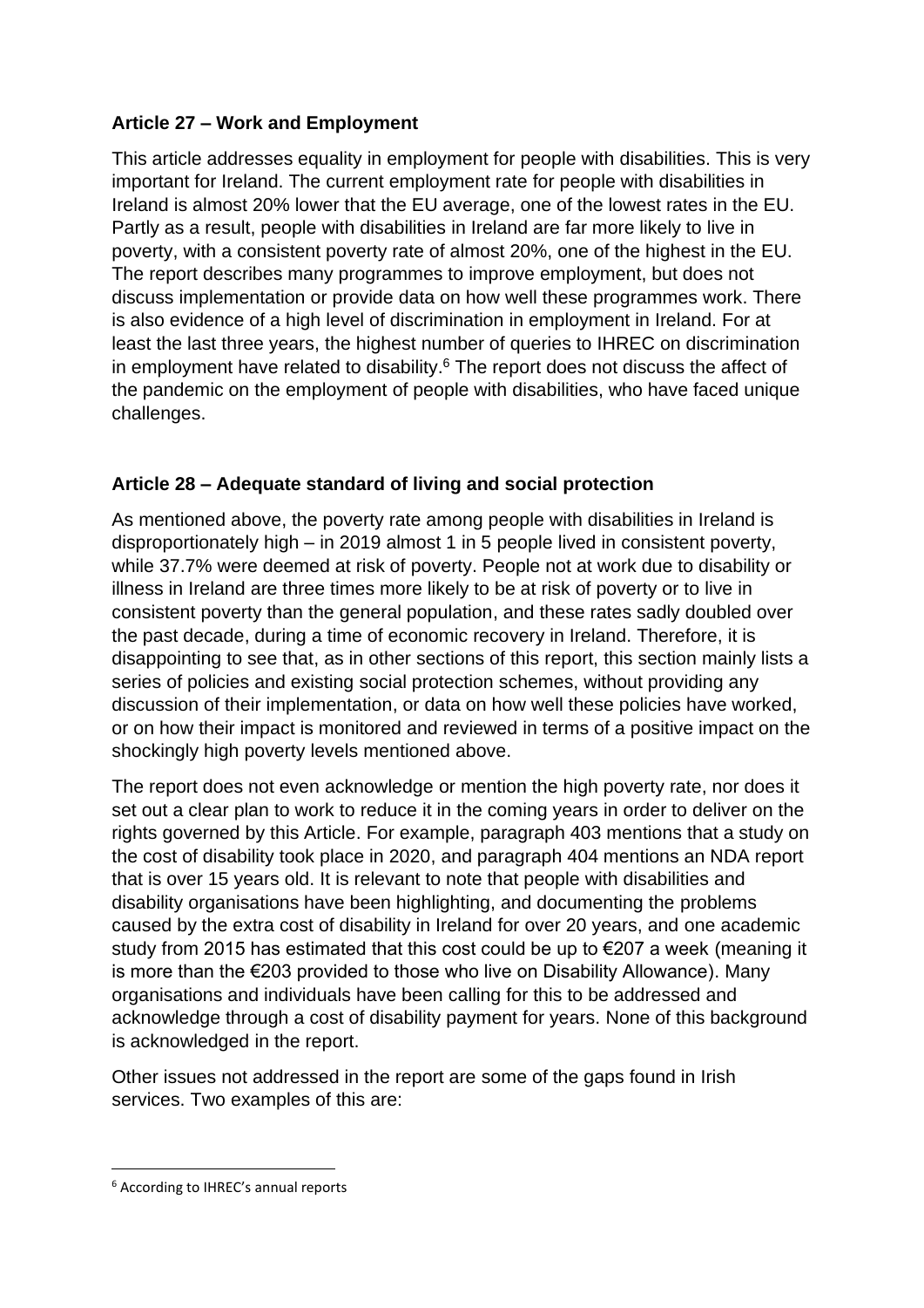**Article 27 – Work and Employment**

This article addresses equality in employment for people with disabilities. This is very important for Ireland. The current employment rate for people with disabilities in Ireland is almost 20% lower that the EU average, one of the lowest rates in the EU. Partly as a result, people with disabilities in Ireland are far more likely to live in poverty, with a consistent poverty rate of almost 20%, one of the highest in the EU. The report describes many programmes to improve employment, but does not discuss implementation or provide data on how well these programmes work. There is also evidence of a high level of discrimination in employment in Ireland. For at least the last three years, the highest number of queries to IHREC on discrimination in employment have related to disability.[6] The report does not discuss the affect of the pandemic on the employment of people with disabilities, who have faced unique challenges.

**Article 28 – Adequate standard of living and social protection**

As mentioned above, the poverty rate among people with disabilities in Ireland is disproportionately high – in 2019 almost 1 in 5 people lived in consistent poverty, while 37.7% were deemed at risk of poverty. People not at work due to disability or illness in Ireland are three times more likely to be at risk of poverty or to live in consistent poverty than the general population, and these rates sadly doubled over the past decade, during a time of economic recovery in Ireland. Therefore, it is disappointing to see that, as in other sections of this report, this section mainly lists a series of policies and existing social protection schemes, without providing any discussion of their implementation, or data on how well these policies have worked, or on how their impact is monitored and reviewed in terms of a positive impact on the shockingly high poverty levels mentioned above.

The report does not even acknowledge or mention the high poverty rate, nor does it set out a clear plan to work to reduce it in the coming years in order to deliver on the rights governed by this Article. For example, paragraph 403 mentions that a study on the cost of disability took place in 2020, and paragraph 404 mentions an NDA report that is over 15 years old. It is relevant to note that people with disabilities and disability organisations have been highlighting, and documenting the problems caused by the extra cost of disability in Ireland for over 20 years, and one academic study from 2015 has estimated that this cost could be up to €207 a week (meaning it is more than the €203 provided to those who live on Disability Allowance). Many organisations and individuals have been calling for this to be addressed and acknowledge through a cost of disability payment for years. None of this background is acknowledged in the report.

Other issues not addressed in the report are some of the gaps found in Irish services. Two examples of this are:

[6] According to IHREC's annual reports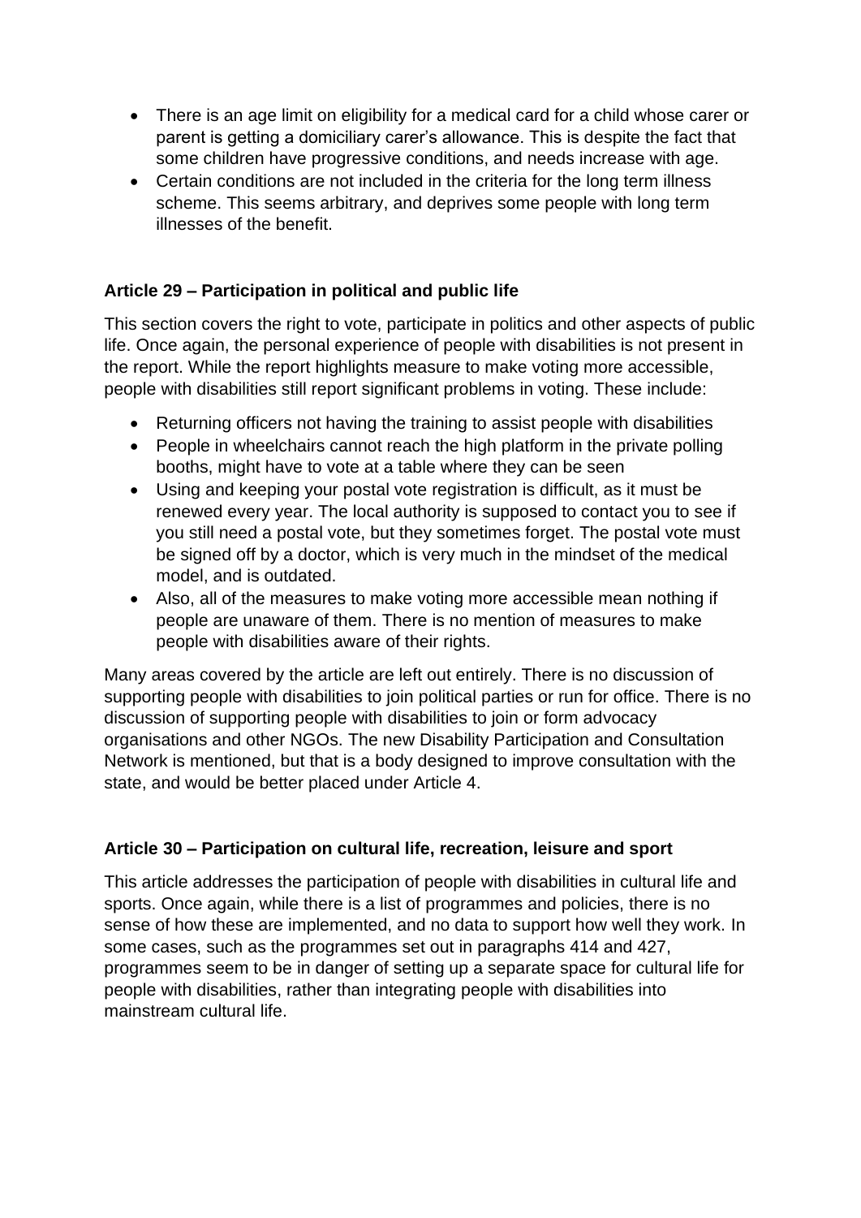- There is an age limit on eligibility for a medical card for a child whose carer or parent is getting a domiciliary carer's allowance. This is despite the fact that some children have progressive conditions, and needs increase with age.
- Certain conditions are not included in the criteria for the long term illness scheme. This seems arbitrary, and deprives some people with long term illnesses of the benefit.

### Article 29 – Participation in political and public life

This section covers the right to vote, participate in politics and other aspects of public life. Once again, the personal experience of people with disabilities is not present in the report. While the report highlights measure to make voting more accessible, people with disabilities still report significant problems in voting. These include:

- Returning officers not having the training to assist people with disabilities
- People in wheelchairs cannot reach the high platform in the private polling booths, might have to vote at a table where they can be seen
- Using and keeping your postal vote registration is difficult, as it must be renewed every year. The local authority is supposed to contact you to see if you still need a postal vote, but they sometimes forget. The postal vote must be signed off by a doctor, which is very much in the mindset of the medical model, and is outdated.
- Also, all of the measures to make voting more accessible mean nothing if people are unaware of them. There is no mention of measures to make people with disabilities aware of their rights.

Many areas covered by the article are left out entirely. There is no discussion of supporting people with disabilities to join political parties or run for office. There is no discussion of supporting people with disabilities to join or form advocacy organisations and other NGOs. The new Disability Participation and Consultation Network is mentioned, but that is a body designed to improve consultation with the state, and would be better placed under Article 4.

### Article 30 – Participation on cultural life, recreation, leisure and sport

This article addresses the participation of people with disabilities in cultural life and sports. Once again, while there is a list of programmes and policies, there is no sense of how these are implemented, and no data to support how well they work. In some cases, such as the programmes set out in paragraphs 414 and 427, programmes seem to be in danger of setting up a separate space for cultural life for people with disabilities, rather than integrating people with disabilities into mainstream cultural life.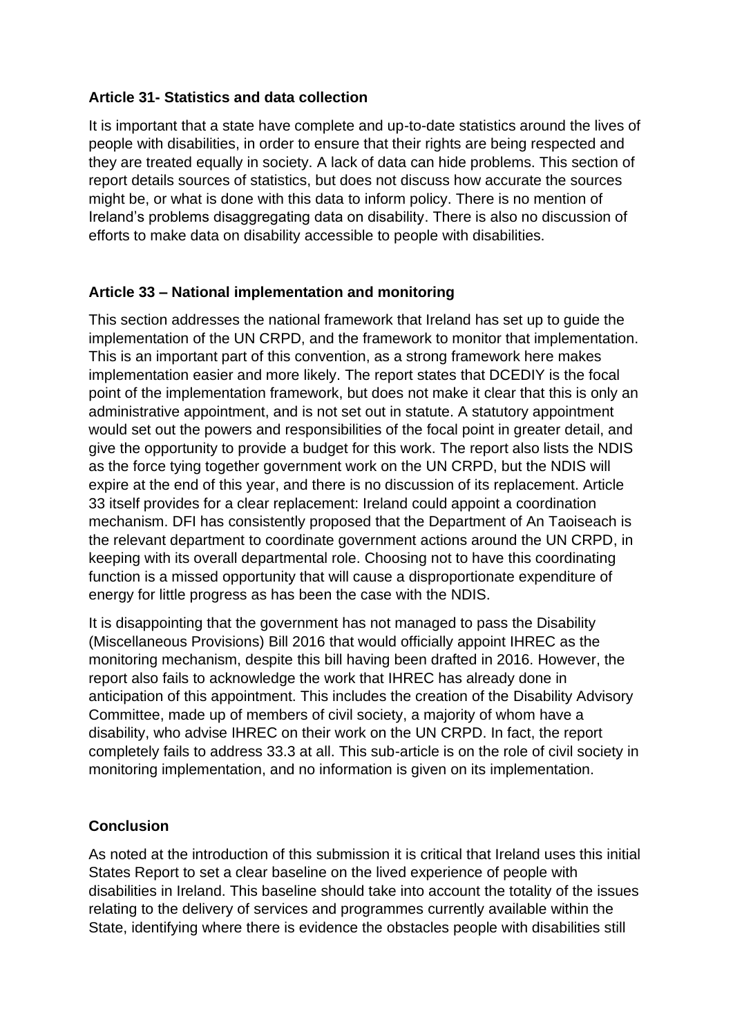**Article 31- Statistics and data collection**

It is important that a state have complete and up-to-date statistics around the lives of people with disabilities, in order to ensure that their rights are being respected and they are treated equally in society. A lack of data can hide problems. This section of report details sources of statistics, but does not discuss how accurate the sources might be, or what is done with this data to inform policy. There is no mention of Ireland's problems disaggregating data on disability. There is also no discussion of efforts to make data on disability accessible to people with disabilities.

**Article 33 – National implementation and monitoring**

This section addresses the national framework that Ireland has set up to guide the implementation of the UN CRPD, and the framework to monitor that implementation. This is an important part of this convention, as a strong framework here makes implementation easier and more likely. The report states that DCEDIY is the focal point of the implementation framework, but does not make it clear that this is only an administrative appointment, and is not set out in statute. A statutory appointment would set out the powers and responsibilities of the focal point in greater detail, and give the opportunity to provide a budget for this work. The report also lists the NDIS as the force tying together government work on the UN CRPD, but the NDIS will expire at the end of this year, and there is no discussion of its replacement. Article 33 itself provides for a clear replacement: Ireland could appoint a coordination mechanism. DFI has consistently proposed that the Department of An Taoiseach is the relevant department to coordinate government actions around the UN CRPD, in keeping with its overall departmental role. Choosing not to have this coordinating function is a missed opportunity that will cause a disproportionate expenditure of energy for little progress as has been the case with the NDIS.

It is disappointing that the government has not managed to pass the Disability (Miscellaneous Provisions) Bill 2016 that would officially appoint IHREC as the monitoring mechanism, despite this bill having been drafted in 2016. However, the report also fails to acknowledge the work that IHREC has already done in anticipation of this appointment. This includes the creation of the Disability Advisory Committee, made up of members of civil society, a majority of whom have a disability, who advise IHREC on their work on the UN CRPD. In fact, the report completely fails to address 33.3 at all. This sub-article is on the role of civil society in monitoring implementation, and no information is given on its implementation.

**Conclusion**

As noted at the introduction of this submission it is critical that Ireland uses this initial States Report to set a clear baseline on the lived experience of people with disabilities in Ireland. This baseline should take into account the totality of the issues relating to the delivery of services and programmes currently available within the State, identifying where there is evidence the obstacles people with disabilities still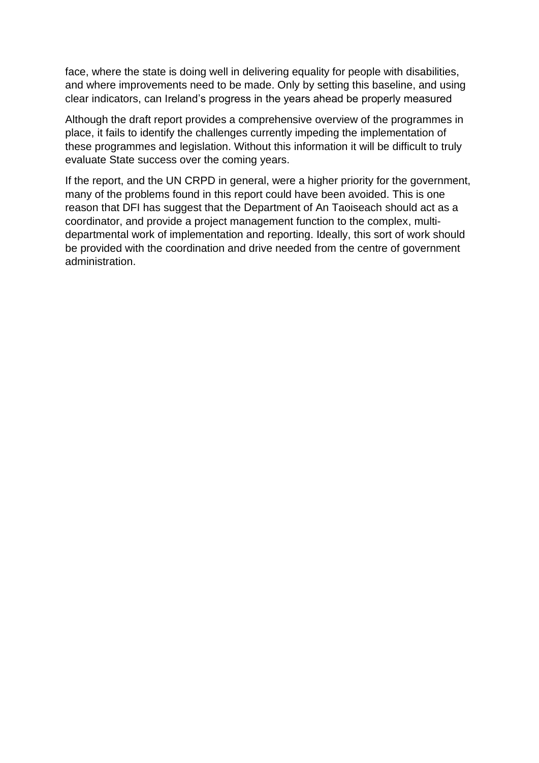face, where the state is doing well in delivering equality for people with disabilities, and where improvements need to be made. Only by setting this baseline, and using clear indicators, can Ireland's progress in the years ahead be properly measured

Although the draft report provides a comprehensive overview of the programmes in place, it fails to identify the challenges currently impeding the implementation of these programmes and legislation. Without this information it will be difficult to truly evaluate State success over the coming years.

If the report, and the UN CRPD in general, were a higher priority for the government, many of the problems found in this report could have been avoided. This is one reason that DFI has suggest that the Department of An Taoiseach should act as a coordinator, and provide a project management function to the complex, multi-departmental work of implementation and reporting. Ideally, this sort of work should be provided with the coordination and drive needed from the centre of government administration.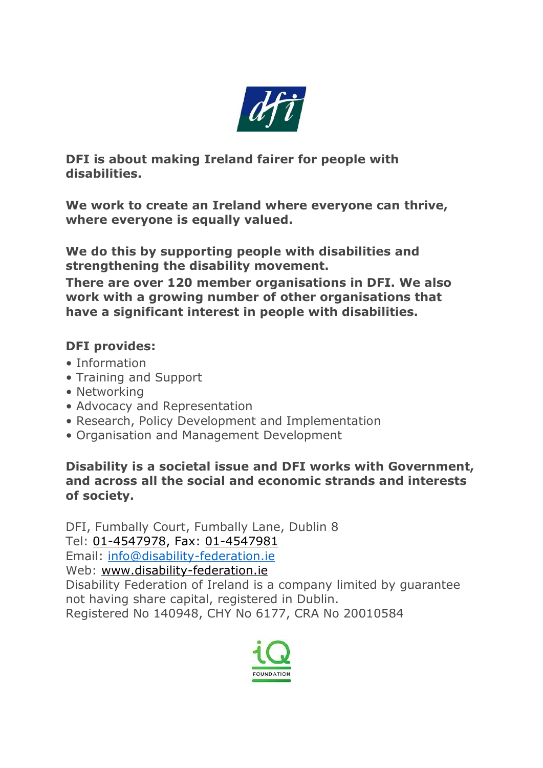**DFI is about making Ireland fairer for people with disabilities.**

**We work to create an Ireland where everyone can thrive, where everyone is equally valued.**

**We do this by supporting people with disabilities and strengthening the disability movement.**
**There are over 120 member organisations in DFI. We also work with a growing number of other organisations that have a significant interest in people with disabilities.**

**DFI provides:**

- Information
- Training and Support
- Networking
- Advocacy and Representation
- Research, Policy Development and Implementation
- Organisation and Management Development

**Disability is a societal issue and DFI works with Government, and across all the social and economic strands and interests of society.**

DFI, Fumbally Court, Fumbally Lane, Dublin 8
Tel: 01-4547978, Fax: 01-4547981
Email: info@disability-federation.ie
Web: www.disability-federation.ie
Disability Federation of Ireland is a company limited by guarantee not having share capital, registered in Dublin.
Registered No 140948, CHY No 6177, CRA No 20010584